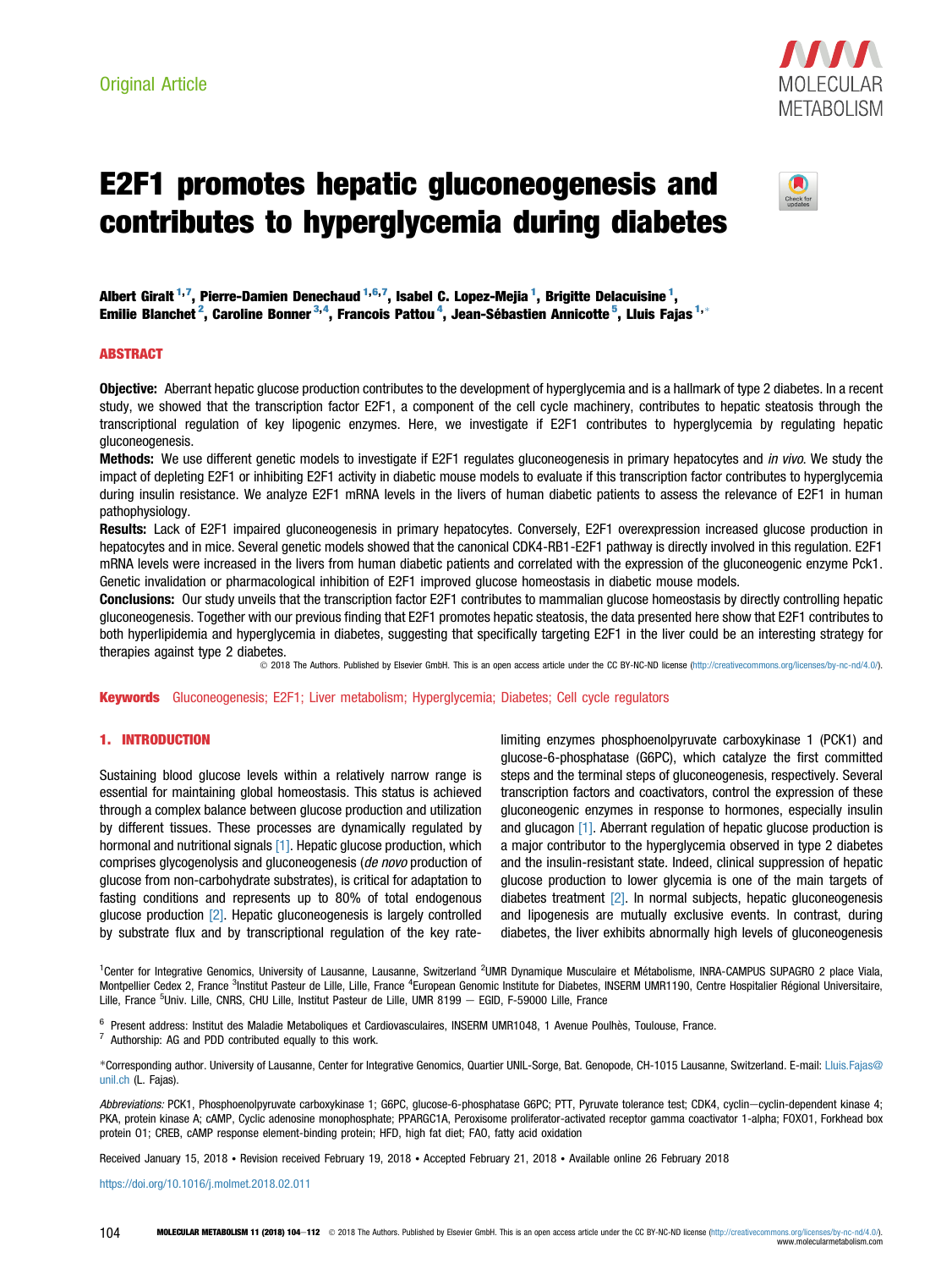Original Article

# E2F1 promotes hepatic gluconeogenesis and contributes to hyperglycemia during diabetes

**Albert Giralt [1,7], Pierre-Damien Denechaud [1,6,7], Isabel C. Lopez-Mejia [1], Brigitte Delacuisine [1], Emilie Blanchet [2], Caroline Bonner [3,4], Francois Pattou [4], Jean-Sébastien Annicotte [5], Lluis Fajas [1,*]**

## ABSTRACT

**Objective:** Aberrant hepatic glucose production contributes to the development of hyperglycemia and is a hallmark of type 2 diabetes. In a recent study, we showed that the transcription factor E2F1, a component of the cell cycle machinery, contributes to hepatic steatosis through the transcriptional regulation of key lipogenic enzymes. Here, we investigate if E2F1 contributes to hyperglycemia by regulating hepatic gluconeogenesis.

**Methods:** We use different genetic models to investigate if E2F1 regulates gluconeogenesis in primary hepatocytes and *in vivo*. We study the impact of depleting E2F1 or inhibiting E2F1 activity in diabetic mouse models to evaluate if this transcription factor contributes to hyperglycemia during insulin resistance. We analyze E2F1 mRNA levels in the livers of human diabetic patients to assess the relevance of E2F1 in human pathophysiology.

**Results:** Lack of E2F1 impaired gluconeogenesis in primary hepatocytes. Conversely, E2F1 overexpression increased glucose production in hepatocytes and in mice. Several genetic models showed that the canonical CDK4-RB1-E2F1 pathway is directly involved in this regulation. E2F1 mRNA levels were increased in the livers from human diabetic patients and correlated with the expression of the gluconeogenic enzyme Pck1. Genetic invalidation or pharmacological inhibition of E2F1 improved glucose homeostasis in diabetic mouse models.

**Conclusions:** Our study unveils that the transcription factor E2F1 contributes to mammalian glucose homeostasis by directly controlling hepatic gluconeogenesis. Together with our previous finding that E2F1 promotes hepatic steatosis, the data presented here show that E2F1 contributes to both hyperlipidemia and hyperglycemia in diabetes, suggesting that specifically targeting E2F1 in the liver could be an interesting strategy for therapies against type 2 diabetes.

© 2018 The Authors. Published by Elsevier GmbH. This is an open access article under the CC BY-NC-ND license (http://creativecommons.org/licenses/by-nc-nd/4.0/).

**Keywords** Gluconeogenesis; E2F1; Liver metabolism; Hyperglycemia; Diabetes; Cell cycle regulators

## 1. INTRODUCTION

Sustaining blood glucose levels within a relatively narrow range is essential for maintaining global homeostasis. This status is achieved through a complex balance between glucose production and utilization by different tissues. These processes are dynamically regulated by hormonal and nutritional signals [1]. Hepatic glucose production, which comprises glycogenolysis and gluconeogenesis (*de novo* production of glucose from non-carbohydrate substrates), is critical for adaptation to fasting conditions and represents up to 80% of total endogenous glucose production [2]. Hepatic gluconeogenesis is largely controlled by substrate flux and by transcriptional regulation of the key rate-limiting enzymes phosphoenolpyruvate carboxykinase 1 (PCK1) and glucose-6-phosphatase (G6PC), which catalyze the first committed steps and the terminal steps of gluconeogenesis, respectively. Several transcription factors and coactivators, control the expression of these gluconeogenic enzymes in response to hormones, especially insulin and glucagon [1]. Aberrant regulation of hepatic glucose production is a major contributor to the hyperglycemia observed in type 2 diabetes and the insulin-resistant state. Indeed, clinical suppression of hepatic glucose production to lower glycemia is one of the main targets of diabetes treatment [2]. In normal subjects, hepatic gluconeogenesis and lipogenesis are mutually exclusive events. In contrast, during diabetes, the liver exhibits abnormally high levels of gluconeogenesis

[1]Center for Integrative Genomics, University of Lausanne, Lausanne, Switzerland [2]UMR Dynamique Musculaire et Métabolisme, INRA-CAMPUS SUPAGRO 2 place Viala, Montpellier Cedex 2, France [3]Institut Pasteur de Lille, Lille, France [4]European Genomic Institute for Diabetes, INSERM UMR1190, Centre Hospitalier Régional Universitaire, Lille, France [5]Univ. Lille, CNRS, CHU Lille, Institut Pasteur de Lille, UMR 8199 — EGID, F-59000 Lille, France

[6] Present address: Institut des Maladie Metaboliques et Cardiovasculaires, INSERM UMR1048, 1 Avenue Poulhès, Toulouse, France.

[7] Authorship: AG and PDD contributed equally to this work.

*Corresponding author. University of Lausanne, Center for Integrative Genomics, Quartier UNIL-Sorge, Bat. Genopode, CH-1015 Lausanne, Switzerland. E-mail: Lluis.Fajas@unil.ch (L. Fajas).

*Abbreviations:* PCK1, Phosphoenolpyruvate carboxykinase 1; G6PC, glucose-6-phosphatase G6PC; PTT, Pyruvate tolerance test; CDK4, cyclin–cyclin-dependent kinase 4; PKA, protein kinase A; cAMP, Cyclic adenosine monophosphate; PPARGC1A, Peroxisome proliferator-activated receptor gamma coactivator 1-alpha; FOXO1, Forkhead box protein O1; CREB, cAMP response element-binding protein; HFD, high fat diet; FAO, fatty acid oxidation

Received January 15, 2018 • Revision received February 19, 2018 • Accepted February 21, 2018 • Available online 26 February 2018

https://doi.org/10.1016/j.molmet.2018.02.011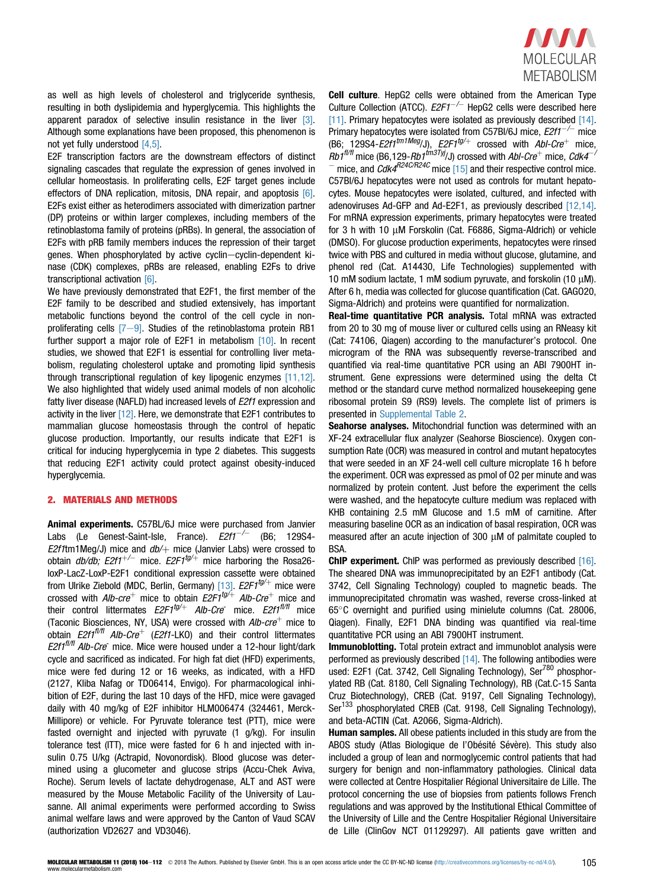as well as high levels of cholesterol and triglyceride synthesis, resulting in both dyslipidemia and hyperglycemia. This highlights the apparent paradox of selective insulin resistance in the liver [3]. Although some explanations have been proposed, this phenomenon is not yet fully understood [4,5].

E2F transcription factors are the downstream effectors of distinct signaling cascades that regulate the expression of genes involved in cellular homeostasis. In proliferating cells, E2F target genes include effectors of DNA replication, mitosis, DNA repair, and apoptosis [6]. E2Fs exist either as heterodimers associated with dimerization partner (DP) proteins or within larger complexes, including members of the retinoblastoma family of proteins (pRBs). In general, the association of E2Fs with pRB family members induces the repression of their target genes. When phosphorylated by active cyclin−cyclin-dependent kinase (CDK) complexes, pRBs are released, enabling E2Fs to drive transcriptional activation [6].

We have previously demonstrated that E2F1, the first member of the E2F family to be described and studied extensively, has important metabolic functions beyond the control of the cell cycle in non-proliferating cells [7−9]. Studies of the retinoblastoma protein RB1 further support a major role of E2F1 in metabolism [10]. In recent studies, we showed that E2F1 is essential for controlling liver metabolism, regulating cholesterol uptake and promoting lipid synthesis through transcriptional regulation of key lipogenic enzymes [11,12]. We also highlighted that widely used animal models of non alcoholic fatty liver disease (NAFLD) had increased levels of *E2f1* expression and activity in the liver [12]. Here, we demonstrate that E2F1 contributes to mammalian glucose homeostasis through the control of hepatic glucose production. Importantly, our results indicate that E2F1 is critical for inducing hyperglycemia in type 2 diabetes. This suggests that reducing E2F1 activity could protect against obesity-induced hyperglycemia.

## 2. MATERIALS AND METHODS

**Animal experiments.** C57BL/6J mice were purchased from Janvier Labs (Le Genest-Saint-Isle, France). $E2f1^{-/-}$ (B6; 129S4-*E2f1*tm1Meg/J) mice and *db/+* mice (Janvier Labs) were crossed to obtain *db/db; E2f1*$^{+/-}$ mice. $E2F1^{tg/+}$ mice harboring the Rosa26-loxP-LacZ-LoxP-E2F1 conditional expression cassette were obtained from Ulrike Ziebold (MDC, Berlin, Germany) [13]. $E2F1^{tg/+}$ mice were crossed with *Alb-cre*$^{+}$ mice to obtain $E2F1^{tg/+}$ *Alb-Cre*$^{+}$ mice and their control littermates $E2F1^{tg/+}$ *Alb-Cre*$^{-}$ mice. $E2f1^{fl/fl}$ mice (Taconic Biosciences, NY, USA) were crossed with *Alb-cre*$^{+}$ mice to obtain $E2f1^{fl/fl}$ *Alb-Cre*$^{+}$ (*E2f1*-LKO) and their control littermates $E2f1^{fl/fl}$ *Alb-Cre*$^{-}$ mice. Mice were housed under a 12-hour light/dark cycle and sacrificed as indicated. For high fat diet (HFD) experiments, mice were fed during 12 or 16 weeks, as indicated, with a HFD (2127, Kliba Nafag or TD06414, Envigo). For pharmacological inhibition of E2F, during the last 10 days of the HFD, mice were gavaged daily with 40 mg/kg of E2F inhibitor HLM006474 (324461, Merck-Millipore) or vehicle. For Pyruvate tolerance test (PTT), mice were fasted overnight and injected with pyruvate (1 g/kg). For insulin tolerance test (ITT), mice were fasted for 6 h and injected with insulin 0.75 U/kg (Actrapid, Novonordisk). Blood glucose was determined using a glucometer and glucose strips (Accu-Chek Aviva, Roche). Serum levels of lactate dehydrogenase, ALT and AST were measured by the Mouse Metabolic Facility of the University of Lausanne. All animal experiments were performed according to Swiss animal welfare laws and were approved by the Canton of Vaud SCAV (authorization VD2627 and VD3046).

**Cell culture**. HepG2 cells were obtained from the American Type Culture Collection (ATCC). $E2F1^{-/-}$ HepG2 cells were described here [11]. Primary hepatocytes were isolated as previously described [14]. Primary hepatocytes were isolated from C57Bl/6J mice, $E2f1^{-/-}$ mice (B6; 129S4-$E2f1^{tm1Meg}$/J), $E2F1^{tg/+}$ crossed with *Abl-Cre*$^{+}$ mice, $Rb1^{fl/fl}$ mice (B6,129-$Rb1^{tm3Tyj}$/J) crossed with *Abl-Cre*$^{+}$ mice, $Cdk4^{-/-}$ mice, and $Cdk4^{R24C/R24C}$ mice [15] and their respective control mice. C57Bl/6J hepatocytes were not used as controls for mutant hepatocytes. Mouse hepatocytes were isolated, cultured, and infected with adenoviruses Ad-GFP and Ad-E2F1, as previously described [12,14]. For mRNA expression experiments, primary hepatocytes were treated for 3 h with 10 μM Forskolin (Cat. F6886, Sigma-Aldrich) or vehicle (DMSO). For glucose production experiments, hepatocytes were rinsed twice with PBS and cultured in media without glucose, glutamine, and phenol red (Cat. A14430, Life Technologies) supplemented with 10 mM sodium lactate, 1 mM sodium pyruvate, and forskolin (10 μM). After 6 h, media was collected for glucose quantification (Cat. GAGO20, Sigma-Aldrich) and proteins were quantified for normalization.

**Real-time quantitative PCR analysis.** Total mRNA was extracted from 20 to 30 mg of mouse liver or cultured cells using an RNeasy kit (Cat: 74106, Qiagen) according to the manufacturer's protocol. One microgram of the RNA was subsequently reverse-transcribed and quantified via real-time quantitative PCR using an ABI 7900HT instrument. Gene expressions were determined using the delta Ct method or the standard curve method normalized housekeeping gene ribosomal protein S9 (RS9) levels. The complete list of primers is presented in Supplemental Table 2.

**Seahorse analyses.** Mitochondrial function was determined with an XF-24 extracellular flux analyzer (Seahorse Bioscience). Oxygen consumption Rate (OCR) was measured in control and mutant hepatocytes that were seeded in an XF 24-well cell culture microplate 16 h before the experiment. OCR was expressed as pmol of O2 per minute and was normalized by protein content. Just before the experiment the cells were washed, and the hepatocyte culture medium was replaced with KHB containing 2.5 mM Glucose and 1.5 mM of carnitine. After measuring baseline OCR as an indication of basal respiration, OCR was measured after an acute injection of 300 μM of palmitate coupled to BSA.

**ChIP experiment.** ChIP was performed as previously described [16]. The sheared DNA was immunoprecipitated by an E2F1 antibody (Cat. 3742, Cell Signaling Technology) coupled to magnetic beads. The immunoprecipitated chromatin was washed, reverse cross-linked at 65°C overnight and purified using minielute columns (Cat. 28006, Qiagen). Finally, E2F1 DNA binding was quantified via real-time quantitative PCR using an ABI 7900HT instrument.

**Immunoblotting.** Total protein extract and immunoblot analysis were performed as previously described [14]. The following antibodies were used: E2F1 (Cat. 3742, Cell Signaling Technology), Ser[780] phosphorylated RB (Cat. 8180, Cell Signaling Technology), RB (Cat.C-15 Santa Cruz Biotechnology), CREB (Cat. 9197, Cell Signaling Technology), Ser[133] phosphorylated CREB (Cat. 9198, Cell Signaling Technology), and beta-ACTIN (Cat. A2066, Sigma-Aldrich).

**Human samples.** All obese patients included in this study are from the ABOS study (Atlas Biologique de l'Obésité Sévère). This study also included a group of lean and normoglycemic control patients that had surgery for benign and non-inflammatory pathologies. Clinical data were collected at Centre Hospitalier Régional Universitaire de Lille. The protocol concerning the use of biopsies from patients follows French regulations and was approved by the Institutional Ethical Committee of the University of Lille and the Centre Hospitalier Régional Universitaire de Lille (ClinGov NCT 01129297). All patients gave written and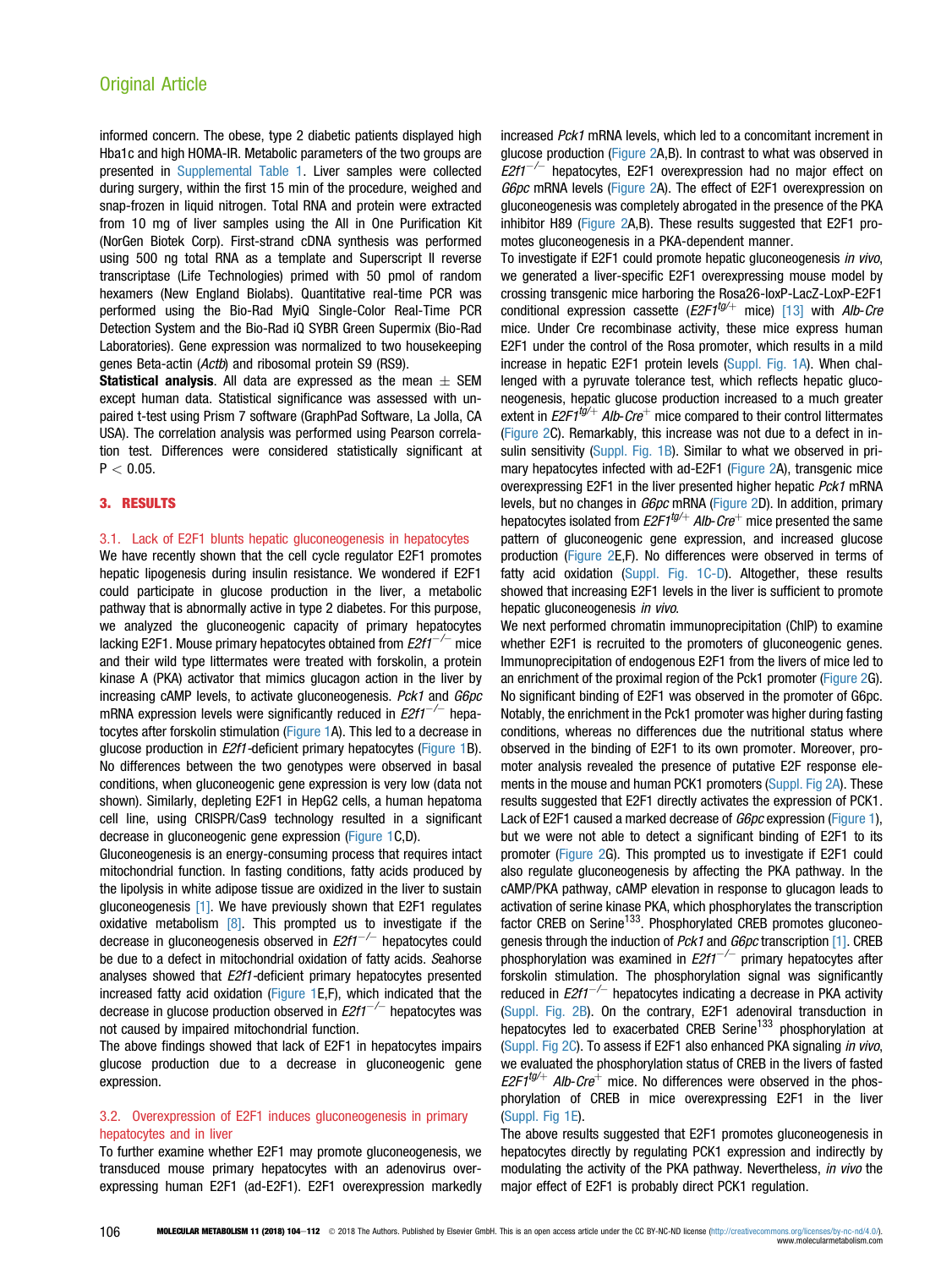informed concern. The obese, type 2 diabetic patients displayed high Hba1c and high HOMA-IR. Metabolic parameters of the two groups are presented in Supplemental Table 1. Liver samples were collected during surgery, within the first 15 min of the procedure, weighed and snap-frozen in liquid nitrogen. Total RNA and protein were extracted from 10 mg of liver samples using the All in One Purification Kit (NorGen Biotek Corp). First-strand cDNA synthesis was performed using 500 ng total RNA as a template and Superscript II reverse transcriptase (Life Technologies) primed with 50 pmol of random hexamers (New England Biolabs). Quantitative real-time PCR was performed using the Bio-Rad MyiQ Single-Color Real-Time PCR Detection System and the Bio-Rad iQ SYBR Green Supermix (Bio-Rad Laboratories). Gene expression was normalized to two housekeeping genes Beta-actin (*Actb*) and ribosomal protein S9 (RS9).

**Statistical analysis**. All data are expressed as the mean $\pm$ SEM except human data. Statistical significance was assessed with unpaired t-test using Prism 7 software (GraphPad Software, La Jolla, CA USA). The correlation analysis was performed using Pearson correlation test. Differences were considered statistically significant at $P < 0.05$.

## 3. RESULTS

### 3.1. Lack of E2F1 blunts hepatic gluconeogenesis in hepatocytes

We have recently shown that the cell cycle regulator E2F1 promotes hepatic lipogenesis during insulin resistance. We wondered if E2F1 could participate in glucose production in the liver, a metabolic pathway that is abnormally active in type 2 diabetes. For this purpose, we analyzed the gluconeogenic capacity of primary hepatocytes lacking E2F1. Mouse primary hepatocytes obtained from *E2f1*$^{-/-}$ mice and their wild type littermates were treated with forskolin, a protein kinase A (PKA) activator that mimics glucagon action in the liver by increasing cAMP levels, to activate gluconeogenesis. *Pck1* and *G6pc* mRNA expression levels were significantly reduced in *E2f1*$^{-/-}$ hepatocytes after forskolin stimulation (Figure 1A). This led to a decrease in glucose production in *E2f1*-deficient primary hepatocytes (Figure 1B). No differences between the two genotypes were observed in basal conditions, when gluconeogenic gene expression is very low (data not shown). Similarly, depleting E2F1 in HepG2 cells, a human hepatoma cell line, using CRISPR/Cas9 technology resulted in a significant decrease in gluconeogenic gene expression (Figure 1C,D).

Gluconeogenesis is an energy-consuming process that requires intact mitochondrial function. In fasting conditions, fatty acids produced by the lipolysis in white adipose tissue are oxidized in the liver to sustain gluconeogenesis [1]. We have previously shown that E2F1 regulates oxidative metabolism [8]. This prompted us to investigate if the decrease in gluconeogenesis observed in *E2f1*$^{-/-}$ hepatocytes could be due to a defect in mitochondrial oxidation of fatty acids. Seahorse analyses showed that *E2F1*-deficient primary hepatocytes presented increased fatty acid oxidation (Figure 1E,F), which indicated that the decrease in glucose production observed in *E2f1*$^{-/-}$ hepatocytes was not caused by impaired mitochondrial function.

The above findings showed that lack of E2F1 in hepatocytes impairs glucose production due to a decrease in gluconeogenic gene expression.

### 3.2. Overexpression of E2F1 induces gluconeogenesis in primary hepatocytes and in liver

To further examine whether E2F1 may promote gluconeogenesis, we transduced mouse primary hepatocytes with an adenovirus overexpressing human E2F1 (ad-E2F1). E2F1 overexpression markedly increased *Pck1* mRNA levels, which led to a concomitant increment in glucose production (Figure 2A,B). In contrast to what was observed in *E2f1*$^{-/-}$ hepatocytes, E2F1 overexpression had no major effect on *G6pc* mRNA levels (Figure 2A). The effect of E2F1 overexpression on gluconeogenesis was completely abrogated in the presence of the PKA inhibitor H89 (Figure 2A,B). These results suggested that E2F1 promotes gluconeogenesis in a PKA-dependent manner.

To investigate if E2F1 could promote hepatic gluconeogenesis *in vivo*, we generated a liver-specific E2F1 overexpressing mouse model by crossing transgenic mice harboring the Rosa26-loxP-LacZ-LoxP-E2F1 conditional expression cassette (*E2F1*$^{tg/+}$ mice) [13] with *Alb-Cre* mice. Under Cre recombinase activity, these mice express human E2F1 under the control of the Rosa promoter, which results in a mild increase in hepatic E2F1 protein levels (Suppl. Fig. 1A). When challenged with a pyruvate tolerance test, which reflects hepatic gluconeogenesis, hepatic glucose production increased to a much greater extent in *E2F1*$^{tg/+}$ *Alb-Cre*$^{+}$ mice compared to their control littermates (Figure 2C). Remarkably, this increase was not due to a defect in insulin sensitivity (Suppl. Fig. 1B). Similar to what we observed in primary hepatocytes infected with ad-E2F1 (Figure 2A), transgenic mice overexpressing E2F1 in the liver presented higher hepatic *Pck1* mRNA levels, but no changes in *G6pc* mRNA (Figure 2D). In addition, primary hepatocytes isolated from *E2F1*$^{tg/+}$ *Alb-Cre*$^{+}$ mice presented the same pattern of gluconeogenic gene expression, and increased glucose production (Figure 2E,F). No differences were observed in terms of fatty acid oxidation (Suppl. Fig. 1C-D). Altogether, these results showed that increasing E2F1 levels in the liver is sufficient to promote hepatic gluconeogenesis *in vivo*.

We next performed chromatin immunoprecipitation (ChIP) to examine whether E2F1 is recruited to the promoters of gluconeogenic genes. Immunoprecipitation of endogenous E2F1 from the livers of mice led to an enrichment of the proximal region of the Pck1 promoter (Figure 2G). No significant binding of E2F1 was observed in the promoter of G6pc. Notably, the enrichment in the Pck1 promoter was higher during fasting conditions, whereas no differences due the nutritional status where observed in the binding of E2F1 to its own promoter. Moreover, promoter analysis revealed the presence of putative E2F response elements in the mouse and human PCK1 promoters (Suppl. Fig 2A). These results suggested that E2F1 directly activates the expression of PCK1. Lack of E2F1 caused a marked decrease of *G6pc* expression (Figure 1), but we were not able to detect a significant binding of E2F1 to its promoter (Figure 2G). This prompted us to investigate if E2F1 could also regulate gluconeogenesis by affecting the PKA pathway. In the cAMP/PKA pathway, cAMP elevation in response to glucagon leads to activation of serine kinase PKA, which phosphorylates the transcription factor CREB on Serine[133]. Phosphorylated CREB promotes gluconeogenesis through the induction of *Pck1* and *G6pc* transcription [1]. CREB phosphorylation was examined in *E2f1*$^{-/-}$ primary hepatocytes after forskolin stimulation. The phosphorylation signal was significantly reduced in *E2f1*$^{-/-}$ hepatocytes indicating a decrease in PKA activity (Suppl. Fig. 2B). On the contrary, E2F1 adenoviral transduction in hepatocytes led to exacerbated CREB Serine[133] phosphorylation at (Suppl. Fig 2C). To assess if E2F1 also enhanced PKA signaling *in vivo*, we evaluated the phosphorylation status of CREB in the livers of fasted *E2F1*$^{tg/+}$ *Alb-Cre*$^{+}$ mice. No differences were observed in the phosphorylation of CREB in mice overexpressing E2F1 in the liver (Suppl. Fig 1E).

The above results suggested that E2F1 promotes gluconeogenesis in hepatocytes directly by regulating PCK1 expression and indirectly by modulating the activity of the PKA pathway. Nevertheless, *in vivo* the major effect of E2F1 is probably direct PCK1 regulation.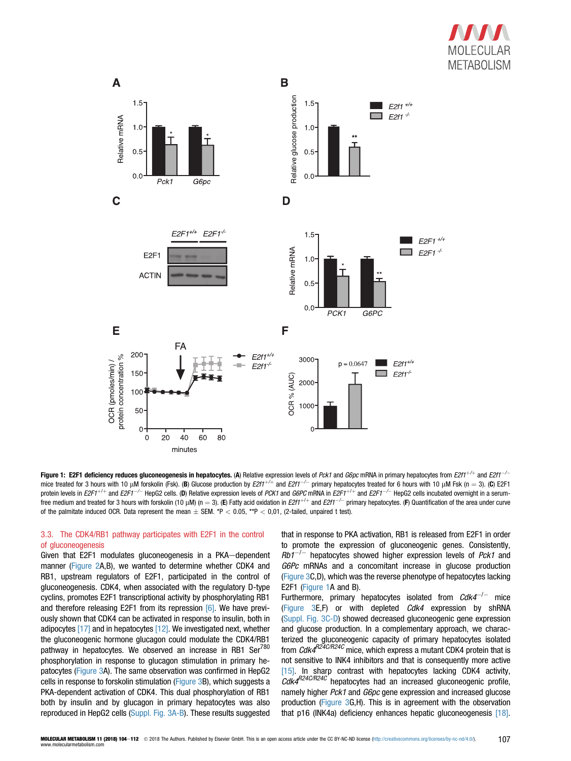**Figure 1: E2F1 deficiency reduces gluconeogenesis in hepatocytes.** (**A**) Relative expression levels of *Pck1* and *G6pc* mRNA in primary hepatocytes from $E2f1^{+/+}$ and $E2f1^{-/-}$ mice treated for 3 hours with 10 μM forskolin (Fsk). (**B**) Glucose production by $E2f1^{+/+}$ and $E2f1^{-/-}$ primary hepatocytes treated for 6 hours with 10 μM Fsk (n = 3). (**C**) E2F1 protein levels in $E2F1^{+/+}$ and $E2F1^{-/-}$ HepG2 cells. (**D**) Relative expression levels of *PCK1* and *G6PC* mRNA in $E2F1^{+/+}$ and $E2F1^{-/-}$ HepG2 cells incubated overnight in a serum-free medium and treated for 3 hours with forskolin (10 μM) (n = 3). (**E**) Fatty acid oxidation in $E2f1^{+/+}$ and $E2f1^{-/-}$ primary hepatocytes. (**F**) Quantification of the area under curve of the palmitate induced OCR. Data represent the mean ± SEM. *P < 0.05, **P < 0,01, (2-tailed, unpaired t test).

### 3.3. The CDK4/RB1 pathway participates with E2F1 in the control of gluconeogenesis

Given that E2F1 modulates gluconeogenesis in a PKA—dependent manner (Figure 2A,B), we wanted to determine whether CDK4 and RB1, upstream regulators of E2F1, participated in the control of gluconeogenesis. CDK4, when associated with the regulatory D-type cyclins, promotes E2F1 transcriptional activity by phosphorylating RB1 and therefore releasing E2F1 from its repression [6]. We have previously shown that CDK4 can be activated in response to insulin, both in adipocytes [17] and in hepatocytes [12]. We investigated next, whether the gluconeogenic hormone glucagon could modulate the CDK4/RB1 pathway in hepatocytes. We observed an increase in RB1 $Ser^{780}$ phosphorylation in response to glucagon stimulation in primary hepatocytes (Figure 3A). The same observation was confirmed in HepG2 cells in response to forskolin stimulation (Figure 3B), which suggests a PKA-dependent activation of CDK4. This dual phosphorylation of RB1 both by insulin and by glucagon in primary hepatocytes was also reproduced in HepG2 cells (Suppl. Fig. 3A-B). These results suggested that in response to PKA activation, RB1 is released from E2F1 in order to promote the expression of gluconeogenic genes. Consistently, $Rb1^{-/-}$ hepatocytes showed higher expression levels of *Pck1* and *G6Pc* mRNAs and a concomitant increase in glucose production (Figure 3C,D), which was the reverse phenotype of hepatocytes lacking E2F1 (Figure 1A and B).

Furthermore, primary hepatocytes isolated from $Cdk4^{-/-}$ mice (Figure 3E,F) or with depleted *Cdk4* expression by shRNA (Suppl. Fig. 3C-D) showed decreased gluconeogenic gene expression and glucose production. In a complementary approach, we characterized the gluconeogenic capacity of primary hepatocytes isolated from $Cdk4^{R24C/R24C}$ mice, which express a mutant CDK4 protein that is not sensitive to INK4 inhibitors and that is consequently more active [15]. In sharp contrast with hepatocytes lacking CDK4 activity, $Cdk4^{R24C/R24C}$ hepatocytes had an increased gluconeogenic profile, namely higher *Pck1* and *G6pc* gene expression and increased glucose production (Figure 3G,H). This is in agreement with the observation that p16 (INK4a) deficiency enhances hepatic gluconeogenesis [18].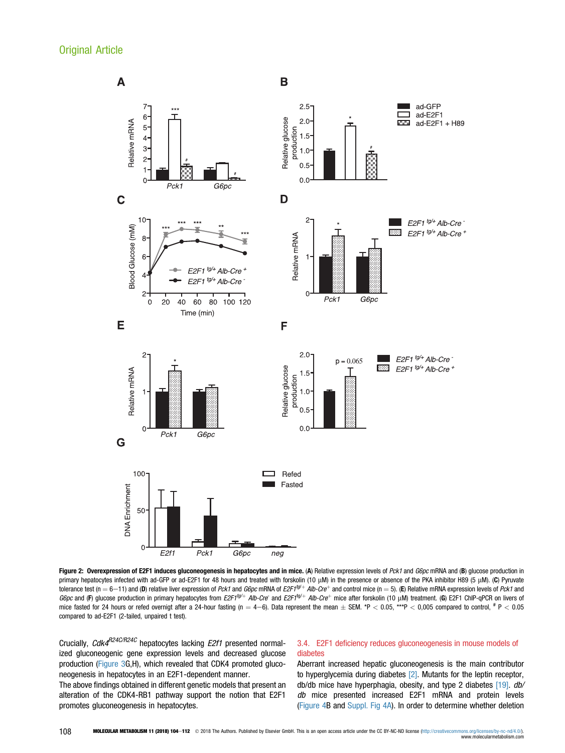**Figure 2: Overexpression of E2F1 induces gluconeogenesis in hepatocytes and in mice.** (**A**) Relative expression levels of *Pck1* and *G6pc* mRNA and (**B**) glucose production in primary hepatocytes infected with ad-GFP or ad-E2F1 for 48 hours and treated with forskolin (10 μM) in the presence or absence of the PKA inhibitor H89 (5 μM). (**C**) Pyruvate tolerance test (n = 6–11) and (**D**) relative liver expression of *Pck1* and *G6pc* mRNA of *E2F1*$^{tg/+}$ *Alb-Cre*$^{+}$ and control mice (n = 5). (**E**) Relative mRNA expression levels of *Pck1* and *G6pc* and (**F**) glucose production in primary hepatocytes from *E2F1*$^{tg/+}$ *Alb-Cre*$^{-}$ and *E2F1*$^{tg/+}$ *Alb-Cre*$^{+}$ mice after forskolin (10 μM) treatment. (**G**) E2F1 ChIP-qPCR on livers of mice fasted for 24 hours or refed overnight after a 24-hour fasting (n = 4–6). Data represent the mean ± SEM. *P < 0.05, ***P < 0,005 compared to control, # P < 0.05 compared to ad-E2F1 (2-tailed, unpaired t test).

Crucially, *Cdk4*$^{R24C/R24C}$ hepatocytes lacking *E2f1* presented normalized gluconeogenic gene expression levels and decreased glucose production (Figure 3G,H), which revealed that CDK4 promoted gluconeogenesis in hepatocytes in an E2F1-dependent manner.

The above findings obtained in different genetic models that present an alteration of the CDK4-RB1 pathway support the notion that E2F1 promotes gluconeogenesis in hepatocytes.

### 3.4. E2F1 deficiency reduces gluconeogenesis in mouse models of diabetes

Aberrant increased hepatic gluconeogenesis is the main contributor to hyperglycemia during diabetes [2]. Mutants for the leptin receptor, db/db mice have hyperphagia, obesity, and type 2 diabetes [19]. *db/db* mice presented increased E2F1 mRNA and protein levels (Figure 4B and Suppl. Fig 4A). In order to determine whether deletion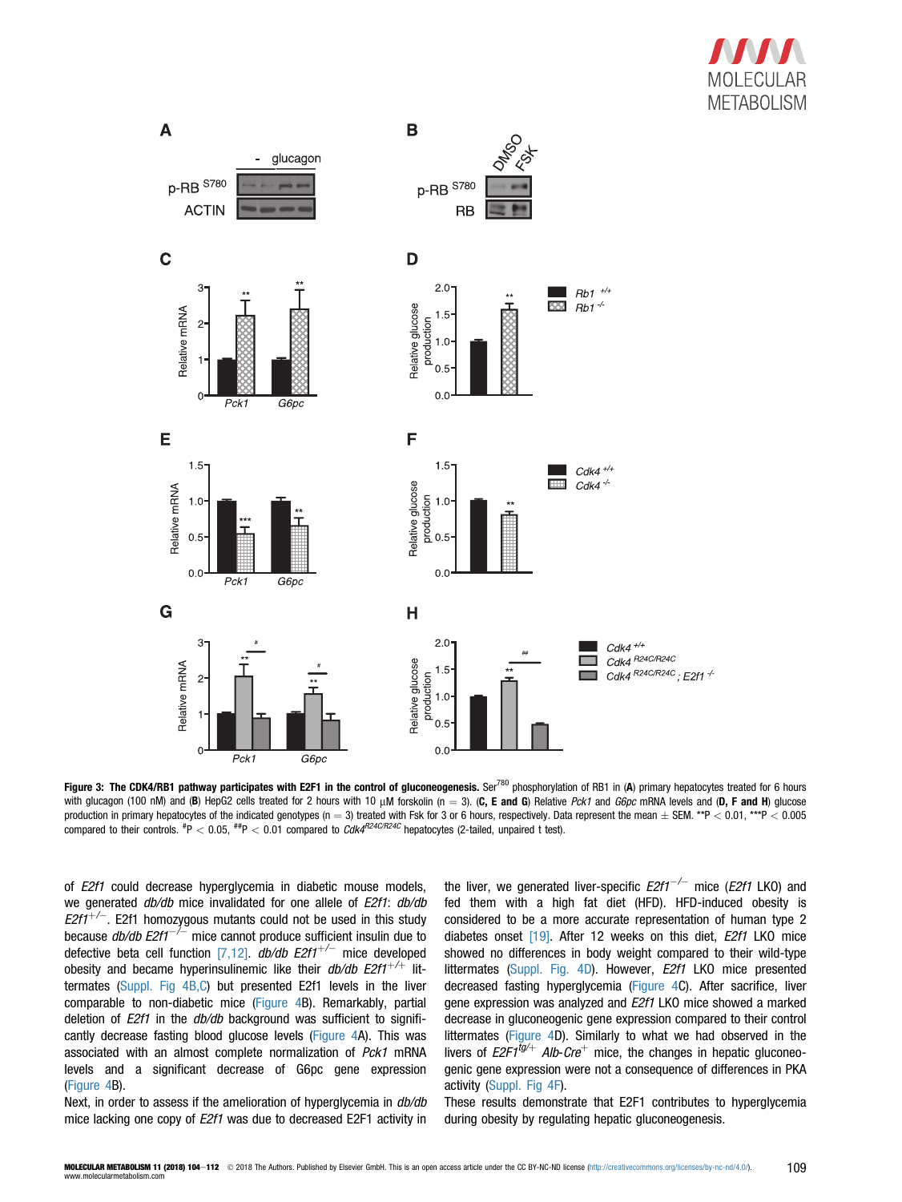**Figure 3: The CDK4/RB1 pathway participates with E2F1 in the control of gluconeogenesis.** $Ser^{780}$ phosphorylation of RB1 in (**A**) primary hepatocytes treated for 6 hours with glucagon (100 nM) and (**B**) HepG2 cells treated for 2 hours with 10 μM forskolin (n = 3). (**C, E and G**) Relative *Pck1* and *G6pc* mRNA levels and (**D, F and H**) glucose production in primary hepatocytes of the indicated genotypes (n = 3) treated with Fsk for 3 or 6 hours, respectively. Data represent the mean ± SEM. \*\*P < 0.01, \*\*\*P < 0.005 compared to their controls. #P < 0.05, ##P < 0.01 compared to $Cdk4^{R24C/R24C}$ hepatocytes (2-tailed, unpaired t test).

of *E2f1* could decrease hyperglycemia in diabetic mouse models, we generated *db/db* mice invalidated for one allele of *E2f1*: *db/db E2f1*$^{+/-}$. E2f1 homozygous mutants could not be used in this study because *db/db E2f1*$^{-/-}$ mice cannot produce sufficient insulin due to defective beta cell function [7,12]. *db/db E2f1*$^{+/-}$ mice developed obesity and became hyperinsulinemic like their *db/db E2f1*$^{+/+}$ littermates (Suppl. Fig 4B,C) but presented E2f1 levels in the liver comparable to non-diabetic mice (Figure 4B). Remarkably, partial deletion of *E2f1* in the *db/db* background was sufficient to significantly decrease fasting blood glucose levels (Figure 4A). This was associated with an almost complete normalization of *Pck1* mRNA levels and a significant decrease of G6pc gene expression (Figure 4B).

Next, in order to assess if the amelioration of hyperglycemia in *db/db* mice lacking one copy of *E2f1* was due to decreased E2F1 activity in the liver, we generated liver-specific *E2f1*$^{-/-}$ mice (*E2f1* LKO) and fed them with a high fat diet (HFD). HFD-induced obesity is considered to be a more accurate representation of human type 2 diabetes onset [19]. After 12 weeks on this diet, *E2f1* LKO mice showed no differences in body weight compared to their wild-type littermates (Suppl. Fig. 4D). However, *E2f1* LKO mice presented decreased fasting hyperglycemia (Figure 4C). After sacrifice, liver gene expression was analyzed and *E2f1* LKO mice showed a marked decrease in gluconeogenic gene expression compared to their control littermates (Figure 4D). Similarly to what we had observed in the livers of *E2F1*$^{fg/+}$ *Alb-Cre*$^{+}$ mice, the changes in hepatic gluconeogenic gene expression were not a consequence of differences in PKA activity (Suppl. Fig 4F).

These results demonstrate that E2F1 contributes to hyperglycemia during obesity by regulating hepatic gluconeogenesis.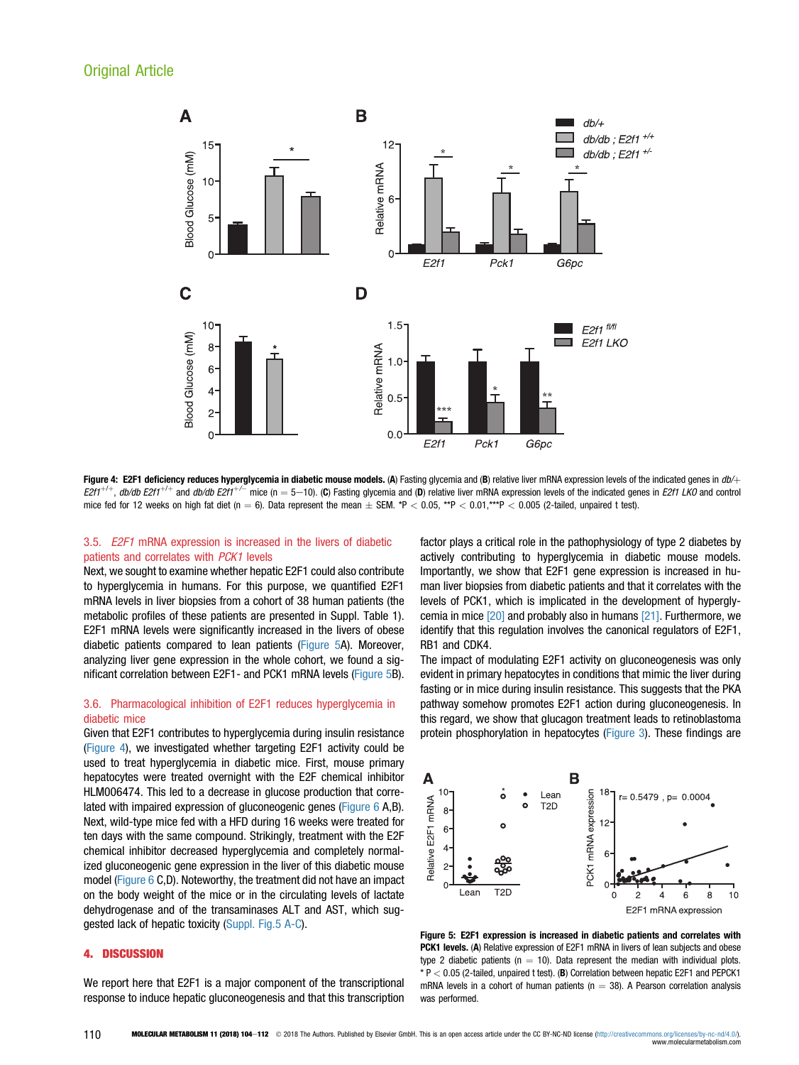Figure 4: **E2F1 deficiency reduces hyperglycemia in diabetic mouse models.** (**A**) Fasting glycemia and (**B**) relative liver mRNA expression levels of the indicated genes in *db/+ E2f1*$^{+/+}$, *db/db E2f1*$^{+/+}$ and *db/db E2f1*$^{+/-}$ mice (n = 5–10). (**C**) Fasting glycemia and (**D**) relative liver mRNA expression levels of the indicated genes in *E2f1 LKO* and control mice fed for 12 weeks on high fat diet (n = 6). Data represent the mean ± SEM. *P < 0.05, **P < 0.01,***P < 0.005 (2-tailed, unpaired t test).

### 3.5. *E2F1* mRNA expression is increased in the livers of diabetic patients and correlates with *PCK1* levels

Next, we sought to examine whether hepatic E2F1 could also contribute to hyperglycemia in humans. For this purpose, we quantified E2F1 mRNA levels in liver biopsies from a cohort of 38 human patients (the metabolic profiles of these patients are presented in Suppl. Table 1). E2F1 mRNA levels were significantly increased in the livers of obese diabetic patients compared to lean patients (Figure 5A). Moreover, analyzing liver gene expression in the whole cohort, we found a significant correlation between E2F1- and PCK1 mRNA levels (Figure 5B).

### 3.6. Pharmacological inhibition of E2F1 reduces hyperglycemia in diabetic mice

Given that E2F1 contributes to hyperglycemia during insulin resistance (Figure 4), we investigated whether targeting E2F1 activity could be used to treat hyperglycemia in diabetic mice. First, mouse primary hepatocytes were treated overnight with the E2F chemical inhibitor HLM006474. This led to a decrease in glucose production that correlated with impaired expression of gluconeogenic genes (Figure 6 A,B). Next, wild-type mice fed with a HFD during 16 weeks were treated for ten days with the same compound. Strikingly, treatment with the E2F chemical inhibitor decreased hyperglycemia and completely normalized gluconeogenic gene expression in the liver of this diabetic mouse model (Figure 6 C,D). Noteworthy, the treatment did not have an impact on the body weight of the mice or in the circulating levels of lactate dehydrogenase and of the transaminases ALT and AST, which suggested lack of hepatic toxicity (Suppl. Fig.5 A-C).

## 4. DISCUSSION

We report here that E2F1 is a major component of the transcriptional response to induce hepatic gluconeogenesis and that this transcription factor plays a critical role in the pathophysiology of type 2 diabetes by actively contributing to hyperglycemia in diabetic mouse models. Importantly, we show that E2F1 gene expression is increased in human liver biopsies from diabetic patients and that it correlates with the levels of PCK1, which is implicated in the development of hyperglycemia in mice [20] and probably also in humans [21]. Furthermore, we identify that this regulation involves the canonical regulators of E2F1, RB1 and CDK4.

The impact of modulating E2F1 activity on gluconeogenesis was only evident in primary hepatocytes in conditions that mimic the liver during fasting or in mice during insulin resistance. This suggests that the PKA pathway somehow promotes E2F1 action during gluconeogenesis. In this regard, we show that glucagon treatment leads to retinoblastoma protein phosphorylation in hepatocytes (Figure 3). These findings are

Figure 5: **E2F1 expression is increased in diabetic patients and correlates with PCK1 levels.** (**A**) Relative expression of E2F1 mRNA in livers of lean subjects and obese type 2 diabetic patients (n = 10). Data represent the median with individual plots. * P < 0.05 (2-tailed, unpaired t test). (**B**) Correlation between hepatic E2F1 and PEPCK1 mRNA levels in a cohort of human patients (n = 38). A Pearson correlation analysis was performed.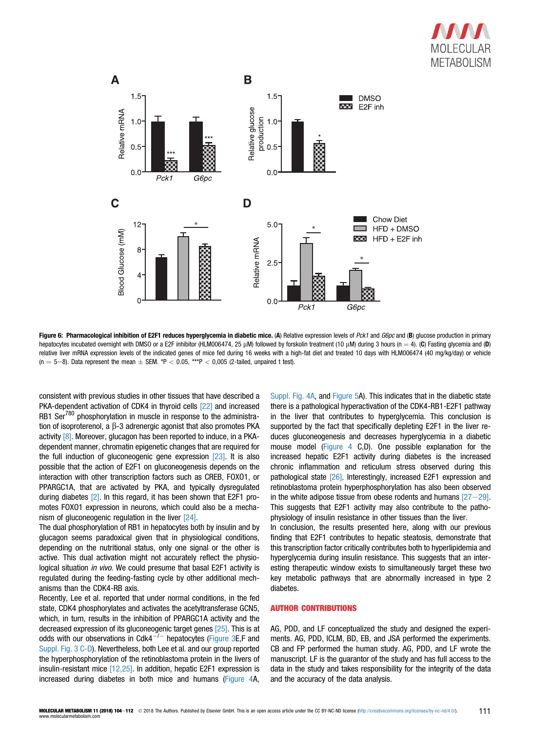**Figure 6: Pharmacological inhibition of E2F1 reduces hyperglycemia in diabetic mice.** (**A**) Relative expression levels of *Pck1* and *G6pc* and (**B**) glucose production in primary hepatocytes incubated overnight with DMSO or a E2F inhibitor (HLM006474, 25 μM) followed by forskolin treatment (10 μM) during 3 hours (n = 4). (**C**) Fasting glycemia and (**D**) relative liver mRNA expression levels of the indicated genes of mice fed during 16 weeks with a high-fat diet and treated 10 days with HLM006474 (40 mg/kg/day) or vehicle (n = 5–8). Data represent the mean ± SEM. *P < 0.05, ***P < 0,005 (2-tailed, unpaired t test).

consistent with previous studies in other tissues that have described a PKA-dependent activation of CDK4 in thyroid cells [22] and increased RB1 Ser[780] phosphorylation in muscle in response to the administration of isoproterenol, a β-3 adrenergic agonist that also promotes PKA activity [8]. Moreover, glucagon has been reported to induce, in a PKA-dependent manner, chromatin epigenetic changes that are required for the full induction of gluconeogenic gene expression [23]. It is also possible that the action of E2F1 on gluconeogenesis depends on the interaction with other transcription factors such as CREB, FOXO1, or PPARGC1A, that are activated by PKA, and typically dysregulated during diabetes [2]. In this regard, it has been shown that E2F1 promotes FOXO1 expression in neurons, which could also be a mechanism of gluconeogenic regulation in the liver [24].

The dual phosphorylation of RB1 in hepatocytes both by insulin and by glucagon seems paradoxical given that in physiological conditions, depending on the nutritional status, only one signal or the other is active. This dual activation might not accurately reflect the physiological situation *in vivo*. We could presume that basal E2F1 activity is regulated during the feeding-fasting cycle by other additional mechanisms than the CDK4-RB axis.

Recently, Lee et al. reported that under normal conditions, in the fed state, CDK4 phosphorylates and activates the acetyltransferase GCN5, which, in turn, results in the inhibition of PPARGC1A activity and the decreased expression of its gluconeogenic target genes [25]. This is at odds with our observations in Cdk4$^{-/-}$ hepatocytes (Figure 3E,F and Suppl. Fig. 3 C-D). Nevertheless, both Lee et al. and our group reported the hyperphosphorylation of the retinoblastoma protein in the livers of insulin-resistant mice [12,25]. In addition, hepatic E2F1 expression is increased during diabetes in both mice and humans (Figure 4A, Suppl. Fig. 4A, and Figure 5A). This indicates that in the diabetic state there is a pathological hyperactivation of the CDK4-RB1-E2F1 pathway in the liver that contributes to hyperglycemia. This conclusion is supported by the fact that specifically depleting E2F1 in the liver reduces gluconeogenesis and decreases hyperglycemia in a diabetic mouse model (Figure 4 C,D). One possible explanation for the increased hepatic E2F1 activity during diabetes is the increased chronic inflammation and reticulum stress observed during this pathological state [26]. Interestingly, increased E2F1 expression and retinoblastoma protein hyperphosphorylation has also been observed in the white adipose tissue from obese rodents and humans [27–29]. This suggests that E2F1 activity may also contribute to the pathophysiology of insulin resistance in other tissues than the liver.

In conclusion, the results presented here, along with our previous finding that E2F1 contributes to hepatic steatosis, demonstrate that this transcription factor critically contributes both to hyperlipidemia and hyperglycemia during insulin resistance. This suggests that an interesting therapeutic window exists to simultaneously target these two key metabolic pathways that are abnormally increased in type 2 diabetes.

## AUTHOR CONTRIBUTIONS

AG, PDD, and LF conceptualized the study and designed the experiments. AG, PDD, ICLM, BD, EB, and JSA performed the experiments. CB and FP performed the human study. AG, PDD, and LF wrote the manuscript. LF is the guarantor of the study and has full access to the data in the study and takes responsibility for the integrity of the data and the accuracy of the data analysis.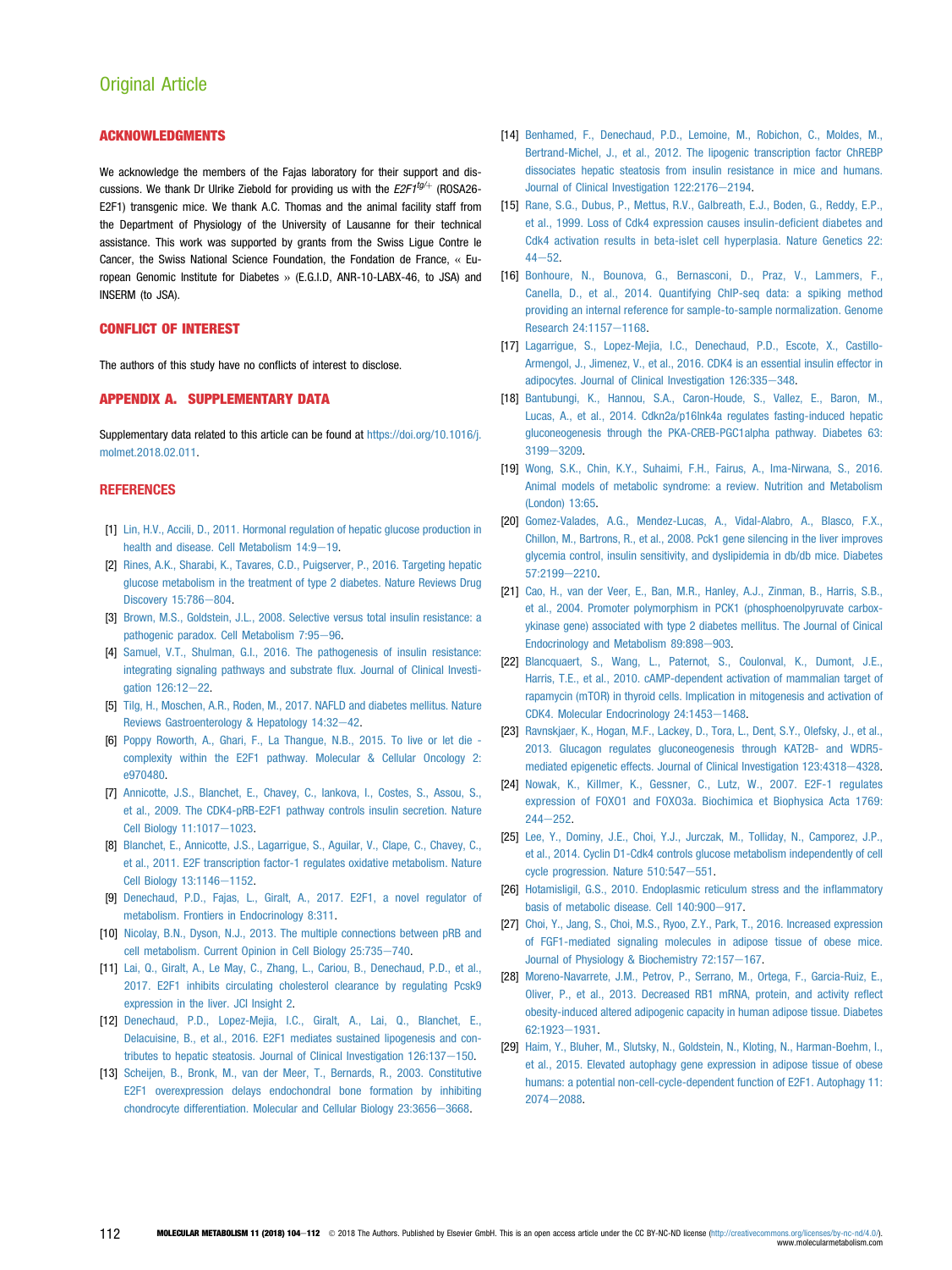## ACKNOWLEDGMENTS

We acknowledge the members of the Fajas laboratory for their support and discussions. We thank Dr Ulrike Ziebold for providing us with the *E2F1*$^{tg/+}$ (ROSA26-E2F1) transgenic mice. We thank A.C. Thomas and the animal facility staff from the Department of Physiology of the University of Lausanne for their technical assistance. This work was supported by grants from the Swiss Ligue Contre le Cancer, the Swiss National Science Foundation, the Fondation de France, « European Genomic Institute for Diabetes » (E.G.I.D, ANR-10-LABX-46, to JSA) and INSERM (to JSA).

## CONFLICT OF INTEREST

The authors of this study have no conflicts of interest to disclose.

## APPENDIX A. SUPPLEMENTARY DATA

Supplementary data related to this article can be found at https://doi.org/10.1016/j.molmet.2018.02.011.

## REFERENCES

[1] Lin, H.V., Accili, D., 2011. Hormonal regulation of hepatic glucose production in health and disease. Cell Metabolism 14:9–19.

[2] Rines, A.K., Sharabi, K., Tavares, C.D., Puigserver, P., 2016. Targeting hepatic glucose metabolism in the treatment of type 2 diabetes. Nature Reviews Drug Discovery 15:786–804.

[3] Brown, M.S., Goldstein, J.L., 2008. Selective versus total insulin resistance: a pathogenic paradox. Cell Metabolism 7:95–96.

[4] Samuel, V.T., Shulman, G.I., 2016. The pathogenesis of insulin resistance: integrating signaling pathways and substrate flux. Journal of Clinical Investigation 126:12–22.

[5] Tilg, H., Moschen, A.R., Roden, M., 2017. NAFLD and diabetes mellitus. Nature Reviews Gastroenterology & Hepatology 14:32–42.

[6] Poppy Roworth, A., Ghari, F., La Thangue, N.B., 2015. To live or let die - complexity within the E2F1 pathway. Molecular & Cellular Oncology 2: e970480.

[7] Annicotte, J.S., Blanchet, E., Chavey, C., Iankova, I., Costes, S., Assou, S., et al., 2009. The CDK4-pRB-E2F1 pathway controls insulin secretion. Nature Cell Biology 11:1017–1023.

[8] Blanchet, E., Annicotte, J.S., Lagarrigue, S., Aguilar, V., Clape, C., Chavey, C., et al., 2011. E2F transcription factor-1 regulates oxidative metabolism. Nature Cell Biology 13:1146–1152.

[9] Denechaud, P.D., Fajas, L., Giralt, A., 2017. E2F1, a novel regulator of metabolism. Frontiers in Endocrinology 8:311.

[10] Nicolay, B.N., Dyson, N.J., 2013. The multiple connections between pRB and cell metabolism. Current Opinion in Cell Biology 25:735–740.

[11] Lai, Q., Giralt, A., Le May, C., Zhang, L., Cariou, B., Denechaud, P.D., et al., 2017. E2F1 inhibits circulating cholesterol clearance by regulating Pcsk9 expression in the liver. JCI Insight 2.

[12] Denechaud, P.D., Lopez-Mejia, I.C., Giralt, A., Lai, Q., Blanchet, E., Delacuisine, B., et al., 2016. E2F1 mediates sustained lipogenesis and contributes to hepatic steatosis. Journal of Clinical Investigation 126:137–150.

[13] Scheijen, B., Bronk, M., van der Meer, T., Bernards, R., 2003. Constitutive E2F1 overexpression delays endochondral bone formation by inhibiting chondrocyte differentiation. Molecular and Cellular Biology 23:3656–3668.

[14] Benhamed, F., Denechaud, P.D., Lemoine, M., Robichon, C., Moldes, M., Bertrand-Michel, J., et al., 2012. The lipogenic transcription factor ChREBP dissociates hepatic steatosis from insulin resistance in mice and humans. Journal of Clinical Investigation 122:2176–2194.

[15] Rane, S.G., Dubus, P., Mettus, R.V., Galbreath, E.J., Boden, G., Reddy, E.P., et al., 1999. Loss of Cdk4 expression causes insulin-deficient diabetes and Cdk4 activation results in beta-islet cell hyperplasia. Nature Genetics 22: 44–52.

[16] Bonhoure, N., Bounova, G., Bernasconi, D., Praz, V., Lammers, F., Canella, D., et al., 2014. Quantifying ChIP-seq data: a spiking method providing an internal reference for sample-to-sample normalization. Genome Research 24:1157–1168.

[17] Lagarrigue, S., Lopez-Mejia, I.C., Denechaud, P.D., Escote, X., Castillo-Armengol, J., Jimenez, V., et al., 2016. CDK4 is an essential insulin effector in adipocytes. Journal of Clinical Investigation 126:335–348.

[18] Bantubungi, K., Hannou, S.A., Caron-Houde, S., Vallez, E., Baron, M., Lucas, A., et al., 2014. Cdkn2a/p16Ink4a regulates fasting-induced hepatic gluconeogenesis through the PKA-CREB-PGC1alpha pathway. Diabetes 63: 3199–3209.

[19] Wong, S.K., Chin, K.Y., Suhaimi, F.H., Fairus, A., Ima-Nirwana, S., 2016. Animal models of metabolic syndrome: a review. Nutrition and Metabolism (London) 13:65.

[20] Gomez-Valades, A.G., Mendez-Lucas, A., Vidal-Alabro, A., Blasco, F.X., Chillon, M., Bartrons, R., et al., 2008. Pck1 gene silencing in the liver improves glycemia control, insulin sensitivity, and dyslipidemia in db/db mice. Diabetes 57:2199–2210.

[21] Cao, H., van der Veer, E., Ban, M.R., Hanley, A.J., Zinman, B., Harris, S.B., et al., 2004. Promoter polymorphism in PCK1 (phosphoenolpyruvate carboxykinase gene) associated with type 2 diabetes mellitus. The Journal of Cinical Endocrinology and Metabolism 89:898–903.

[22] Blancquaert, S., Wang, L., Paternot, S., Coulonval, K., Dumont, J.E., Harris, T.E., et al., 2010. cAMP-dependent activation of mammalian target of rapamycin (mTOR) in thyroid cells. Implication in mitogenesis and activation of CDK4. Molecular Endocrinology 24:1453–1468.

[23] Ravnskjaer, K., Hogan, M.F., Lackey, D., Tora, L., Dent, S.Y., Olefsky, J., et al., 2013. Glucagon regulates gluconeogenesis through KAT2B- and WDR5-mediated epigenetic effects. Journal of Clinical Investigation 123:4318–4328.

[24] Nowak, K., Killmer, K., Gessner, C., Lutz, W., 2007. E2F-1 regulates expression of FOXO1 and FOXO3a. Biochimica et Biophysica Acta 1769: 244–252.

[25] Lee, Y., Dominy, J.E., Choi, Y.J., Jurczak, M., Tolliday, N., Camporez, J.P., et al., 2014. Cyclin D1-Cdk4 controls glucose metabolism independently of cell cycle progression. Nature 510:547–551.

[26] Hotamisligil, G.S., 2010. Endoplasmic reticulum stress and the inflammatory basis of metabolic disease. Cell 140:900–917.

[27] Choi, Y., Jang, S., Choi, M.S., Ryoo, Z.Y., Park, T., 2016. Increased expression of FGF1-mediated signaling molecules in adipose tissue of obese mice. Journal of Physiology & Biochemistry 72:157–167.

[28] Moreno-Navarrete, J.M., Petrov, P., Serrano, M., Ortega, F., Garcia-Ruiz, E., Oliver, P., et al., 2013. Decreased RB1 mRNA, protein, and activity reflect obesity-induced altered adipogenic capacity in human adipose tissue. Diabetes 62:1923–1931.

[29] Haim, Y., Bluher, M., Slutsky, N., Goldstein, N., Kloting, N., Harman-Boehm, I., et al., 2015. Elevated autophagy gene expression in adipose tissue of obese humans: a potential non-cell-cycle-dependent function of E2F1. Autophagy 11: 2074–2088.